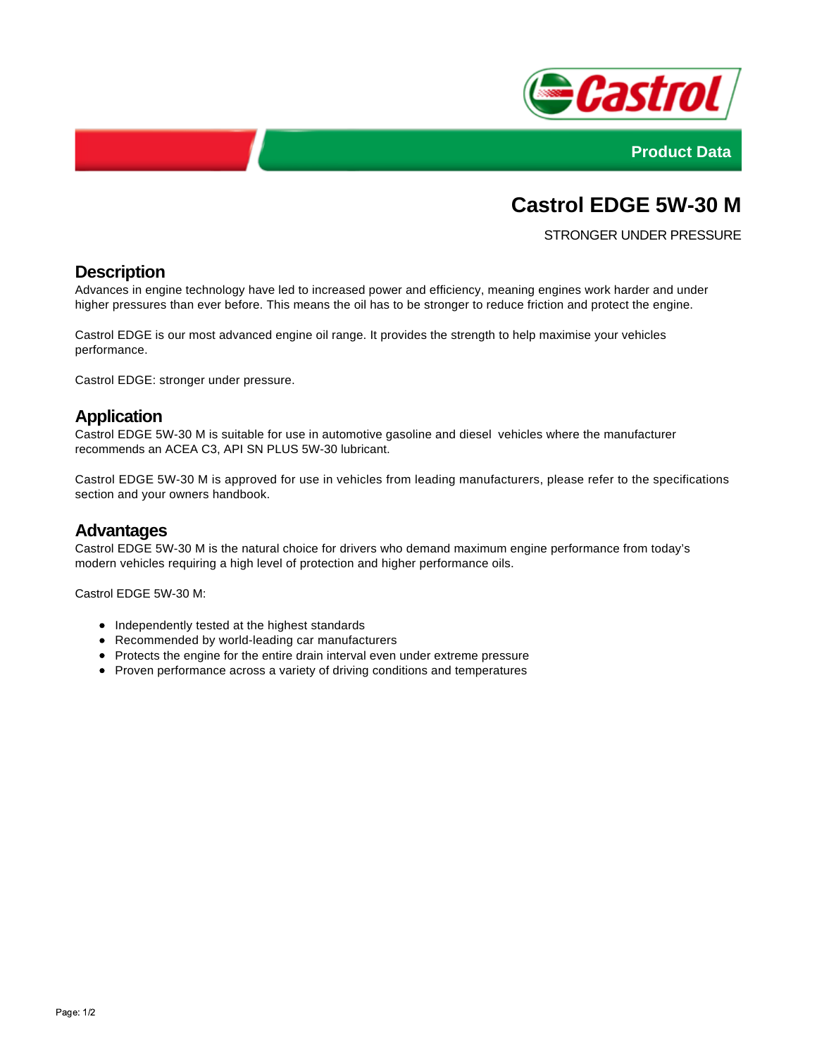Product Data

# Castrol EDGE 5W-30 M

STRONGER UNDER PRESSURE

## Description

Advances in engine technology have led to increased power and efficiency, meaning engines work harder and under higher pressures than ever before. This means the oil has to be stronger to reduce friction and protect the engine.

Castrol EDGE is our most advanced engine oil range. It provides the strength to help maximise your vehicles performance.

Castrol EDGE: stronger under pressure.

## Application

Castrol EDGE 5W-30 M is suitable for use in automotive gasoline and diesel vehicles where the manufacturer recommends an ACEA C3, API SN PLUS 5W-30 lubricant.

Castrol EDGE 5W-30 M is approved for use in vehicles from leading manufacturers, please refer to the specifications section and your owners handbook.

## Advantages

Castrol EDGE 5W-30 M is the natural choice for drivers who demand maximum engine performance from today's modern vehicles requiring a high level of protection and higher performance oils.

Castrol EDGE 5W-30 M:

- Independently tested at the highest standards
- Recommended by world-leading car manufacturers
- Protects the engine for the entire drain interval even under extreme pressure
- Proven performance across a variety of driving conditions and temperatures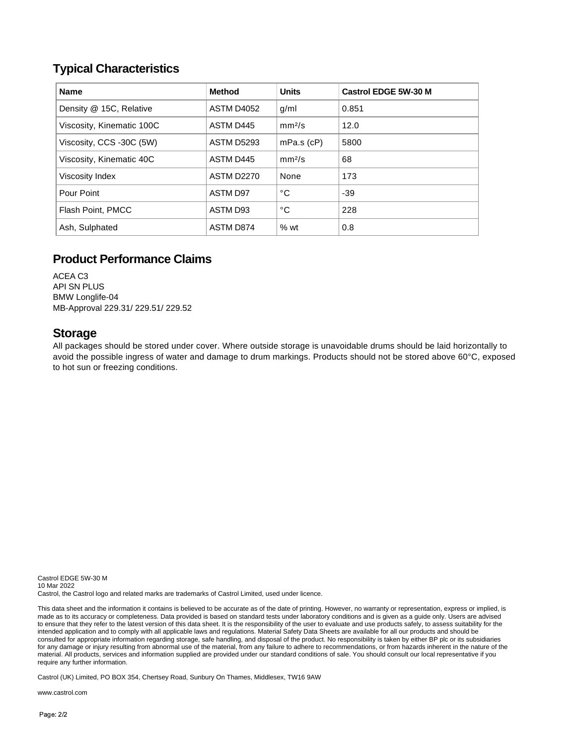## Typical Characteristics

| Name | Method | Units | Castrol EDGE 5W-30 M |
|---|---|---|---|
| Density @ 15C, Relative | ASTM D4052 | g/ml | 0.851 |
| Viscosity, Kinematic 100C | ASTM D445 | $mm^2/s$ | 12.0 |
| Viscosity, CCS -30C (5W) | ASTM D5293 | mPa.s (cP) | 5800 |
| Viscosity, Kinematic 40C | ASTM D445 | $mm^2/s$ | 68 |
| Viscosity Index | ASTM D2270 | None | 173 |
| Pour Point | ASTM D97 | °C | -39 |
| Flash Point, PMCC | ASTM D93 | °C | 228 |
| Ash, Sulphated | ASTM D874 | % wt | 0.8 |

## Product Performance Claims

ACEA C3
API SN PLUS
BMW Longlife-04
MB-Approval 229.31/ 229.51/ 229.52

## Storage

All packages should be stored under cover. Where outside storage is unavoidable drums should be laid horizontally to avoid the possible ingress of water and damage to drum markings. Products should not be stored above 60°C, exposed to hot sun or freezing conditions.

Castrol EDGE 5W-30 M
10 Mar 2022
Castrol, the Castrol logo and related marks are trademarks of Castrol Limited, used under licence.

This data sheet and the information it contains is believed to be accurate as of the date of printing. However, no warranty or representation, express or implied, is made as to its accuracy or completeness. Data provided is based on standard tests under laboratory conditions and is given as a guide only. Users are advised to ensure that they refer to the latest version of this data sheet. It is the responsibility of the user to evaluate and use products safely, to assess suitability for the intended application and to comply with all applicable laws and regulations. Material Safety Data Sheets are available for all our products and should be consulted for appropriate information regarding storage, safe handling, and disposal of the product. No responsibility is taken by either BP plc or its subsidiaries for any damage or injury resulting from abnormal use of the material, from any failure to adhere to recommendations, or from hazards inherent in the nature of the material. All products, services and information supplied are provided under our standard conditions of sale. You should consult our local representative if you require any further information.

Castrol (UK) Limited, PO BOX 354, Chertsey Road, Sunbury On Thames, Middlesex, TW16 9AW

www.castrol.com